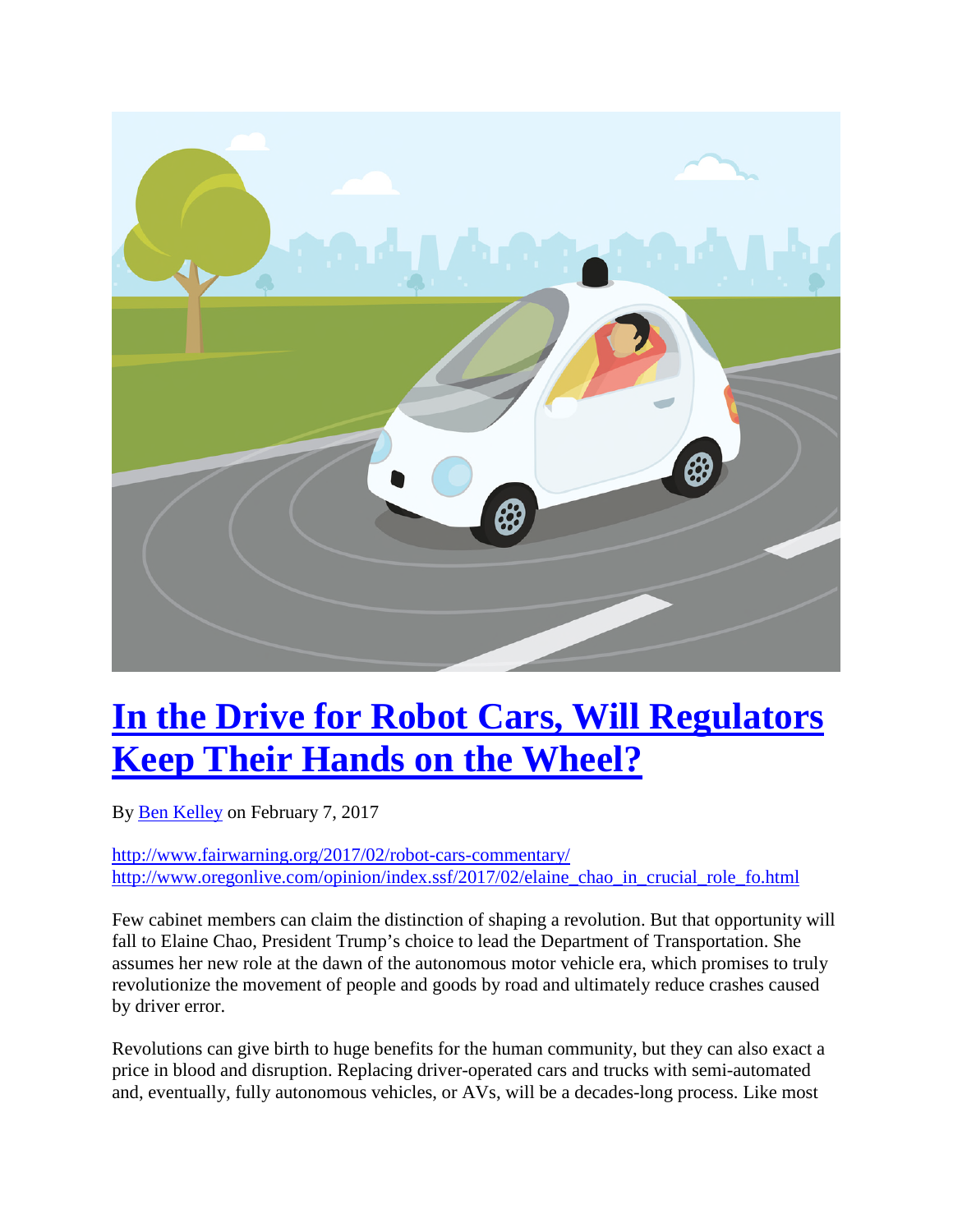# [In the Drive for Robot Cars, Will Regulators Keep Their Hands on the Wheel?](http://www.fairwarning.org/2017/02/robot-cars-commentary/)

By [Ben Kelley](#) on February 7, 2017

http://www.fairwarning.org/2017/02/robot-cars-commentary/
http://www.oregonlive.com/opinion/index.ssf/2017/02/elaine_chao_in_crucial_role_fo.html

Few cabinet members can claim the distinction of shaping a revolution. But that opportunity will fall to Elaine Chao, President Trump's choice to lead the Department of Transportation. She assumes her new role at the dawn of the autonomous motor vehicle era, which promises to truly revolutionize the movement of people and goods by road and ultimately reduce crashes caused by driver error.

Revolutions can give birth to huge benefits for the human community, but they can also exact a price in blood and disruption. Replacing driver-operated cars and trucks with semi-automated and, eventually, fully autonomous vehicles, or AVs, will be a decades-long process. Like most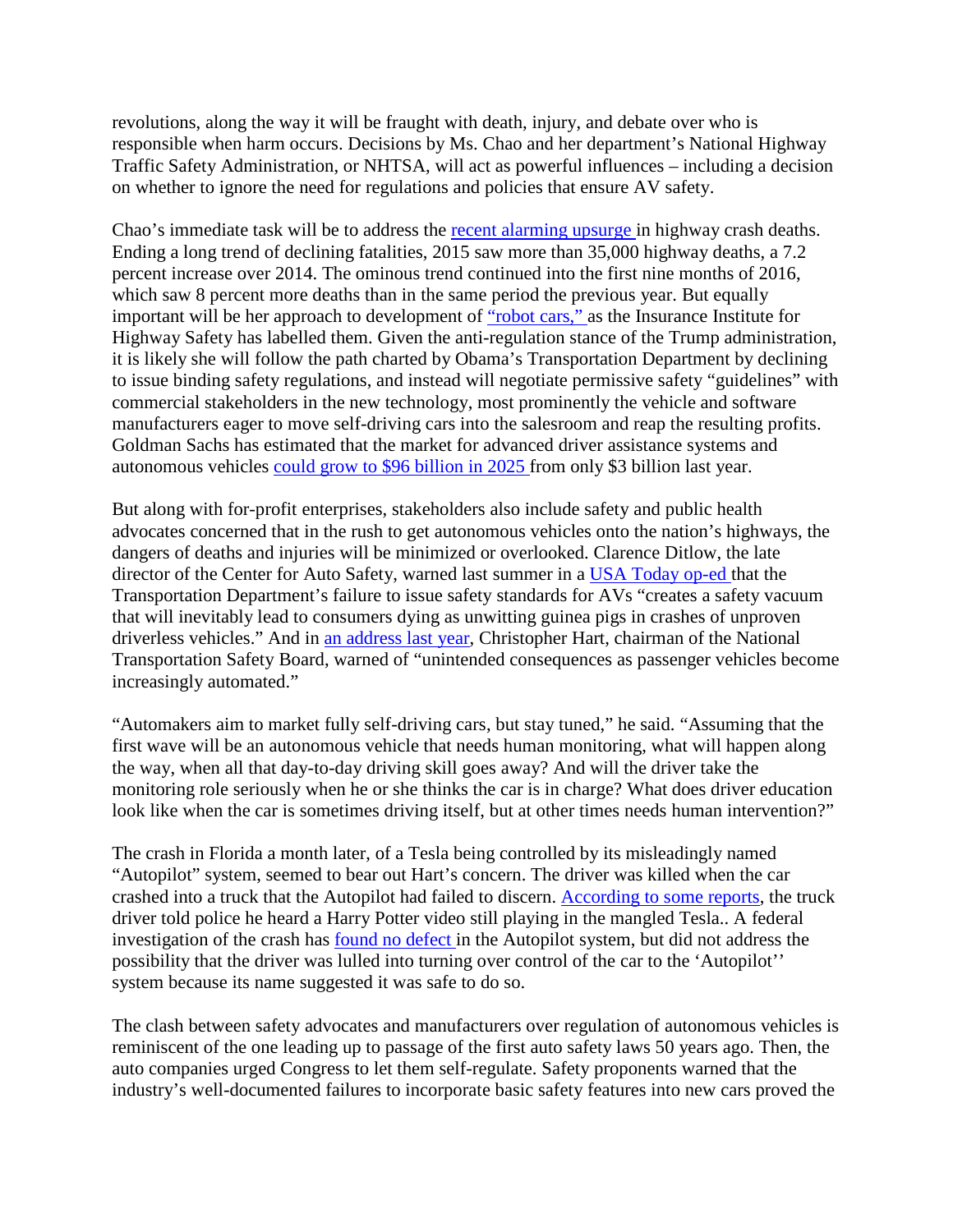revolutions, along the way it will be fraught with death, injury, and debate over who is responsible when harm occurs. Decisions by Ms. Chao and her department's National Highway Traffic Safety Administration, or NHTSA, will act as powerful influences – including a decision on whether to ignore the need for regulations and policies that ensure AV safety.

Chao's immediate task will be to address the [recent alarming upsurge ](#)in highway crash deaths. Ending a long trend of declining fatalities, 2015 saw more than 35,000 highway deaths, a 7.2 percent increase over 2014. The ominous trend continued into the first nine months of 2016, which saw 8 percent more deaths than in the same period the previous year. But equally important will be her approach to development of ["robot cars," ](#)as the Insurance Institute for Highway Safety has labelled them. Given the anti-regulation stance of the Trump administration, it is likely she will follow the path charted by Obama's Transportation Department by declining to issue binding safety regulations, and instead will negotiate permissive safety "guidelines" with commercial stakeholders in the new technology, most prominently the vehicle and software manufacturers eager to move self-driving cars into the salesroom and reap the resulting profits. Goldman Sachs has estimated that the market for advanced driver assistance systems and autonomous vehicles [could grow to $96 billion in 2025 ](#)from only $3 billion last year.

But along with for-profit enterprises, stakeholders also include safety and public health advocates concerned that in the rush to get autonomous vehicles onto the nation's highways, the dangers of deaths and injuries will be minimized or overlooked. Clarence Ditlow, the late director of the Center for Auto Safety, warned last summer in a [USA Today op-ed ](#)that the Transportation Department's failure to issue safety standards for AVs "creates a safety vacuum that will inevitably lead to consumers dying as unwitting guinea pigs in crashes of unproven driverless vehicles." And in [an address last year](#), Christopher Hart, chairman of the National Transportation Safety Board, warned of "unintended consequences as passenger vehicles become increasingly automated."

"Automakers aim to market fully self-driving cars, but stay tuned," he said. "Assuming that the first wave will be an autonomous vehicle that needs human monitoring, what will happen along the way, when all that day-to-day driving skill goes away? And will the driver take the monitoring role seriously when he or she thinks the car is in charge? What does driver education look like when the car is sometimes driving itself, but at other times needs human intervention?"

The crash in Florida a month later, of a Tesla being controlled by its misleadingly named "Autopilot" system, seemed to bear out Hart's concern. The driver was killed when the car crashed into a truck that the Autopilot had failed to discern. [According to some reports](#), the truck driver told police he heard a Harry Potter video still playing in the mangled Tesla.. A federal investigation of the crash has [found no defect ](#)in the Autopilot system, but did not address the possibility that the driver was lulled into turning over control of the car to the 'Autopilot'' system because its name suggested it was safe to do so.

The clash between safety advocates and manufacturers over regulation of autonomous vehicles is reminiscent of the one leading up to passage of the first auto safety laws 50 years ago. Then, the auto companies urged Congress to let them self-regulate. Safety proponents warned that the industry's well-documented failures to incorporate basic safety features into new cars proved the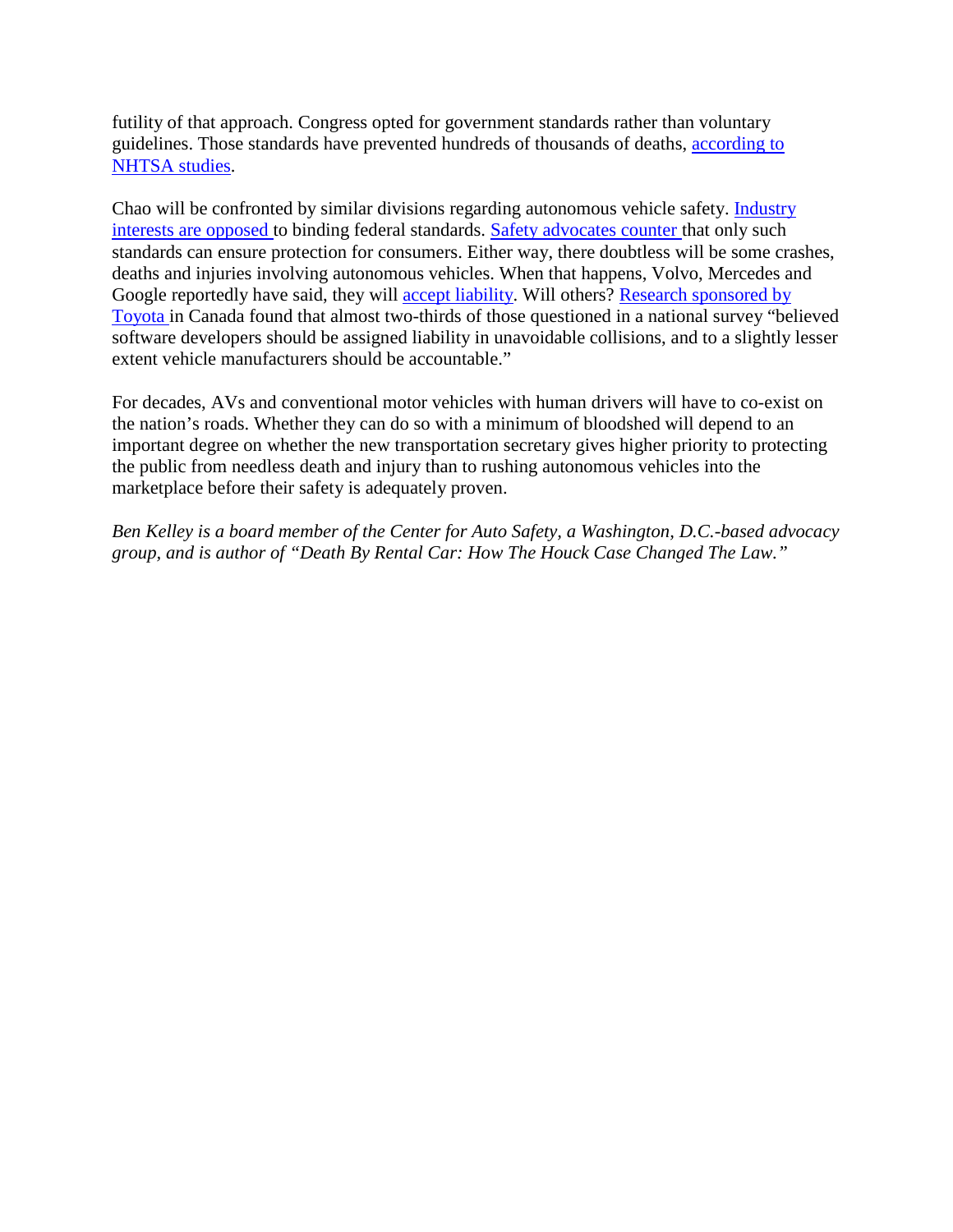futility of that approach. Congress opted for government standards rather than voluntary guidelines. Those standards have prevented hundreds of thousands of deaths, according to NHTSA studies.

Chao will be confronted by similar divisions regarding autonomous vehicle safety. Industry interests are opposed to binding federal standards. Safety advocates counter that only such standards can ensure protection for consumers. Either way, there doubtless will be some crashes, deaths and injuries involving autonomous vehicles. When that happens, Volvo, Mercedes and Google reportedly have said, they will accept liability. Will others? Research sponsored by Toyota in Canada found that almost two-thirds of those questioned in a national survey "believed software developers should be assigned liability in unavoidable collisions, and to a slightly lesser extent vehicle manufacturers should be accountable."

For decades, AVs and conventional motor vehicles with human drivers will have to co-exist on the nation's roads. Whether they can do so with a minimum of bloodshed will depend to an important degree on whether the new transportation secretary gives higher priority to protecting the public from needless death and injury than to rushing autonomous vehicles into the marketplace before their safety is adequately proven.

*Ben Kelley is a board member of the Center for Auto Safety, a Washington, D.C.-based advocacy group, and is author of "Death By Rental Car: How The Houck Case Changed The Law."*